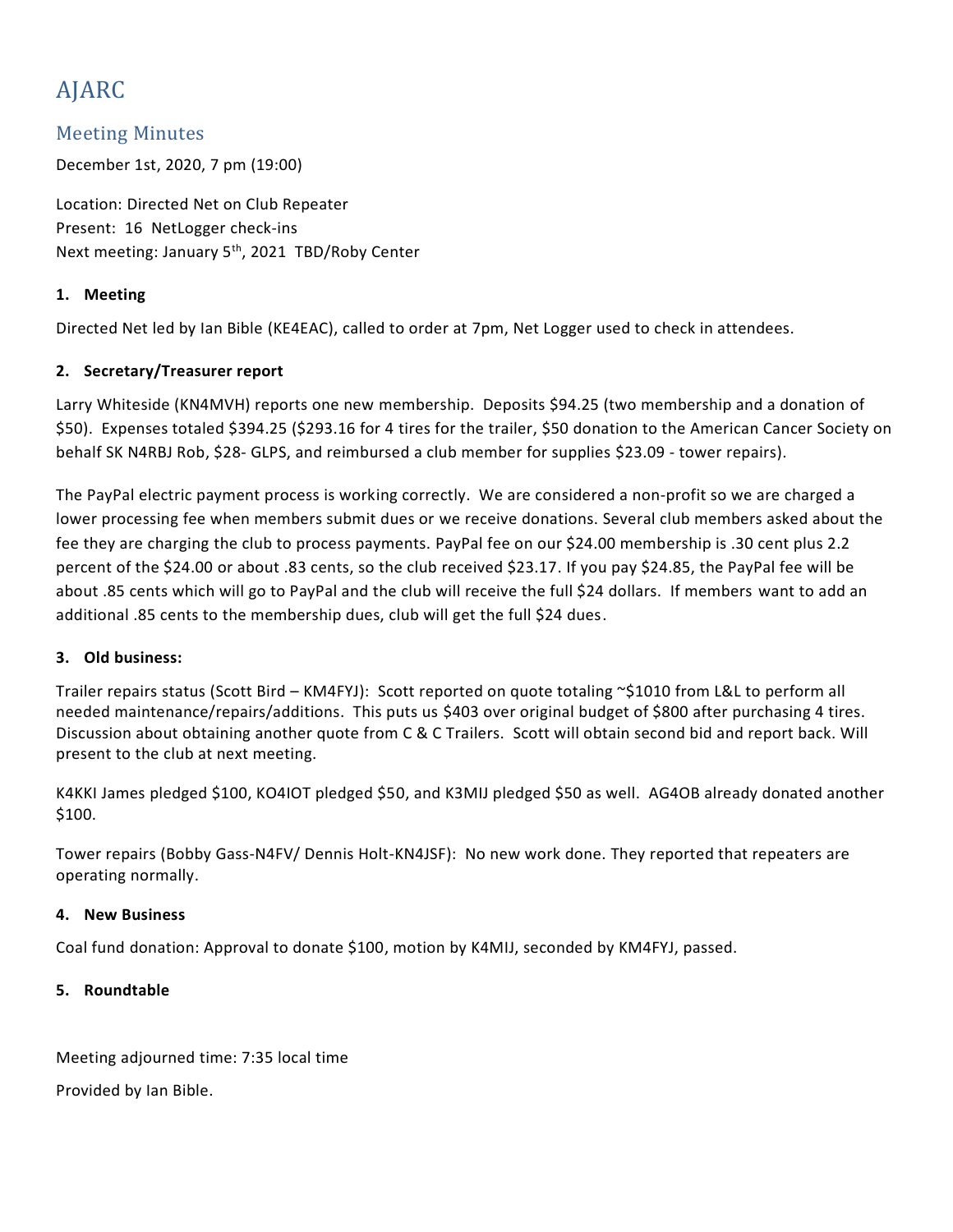# AJARC

## Meeting Minutes

December 1st, 2020, 7 pm (19:00)

Location: Directed Net on Club Repeater
Present: 16 NetLogger check-ins
Next meeting: January 5th, 2021 TBD/Roby Center

### 1. Meeting

Directed Net led by Ian Bible (KE4EAC), called to order at 7pm, Net Logger used to check in attendees.

### 2. Secretary/Treasurer report

Larry Whiteside (KN4MVH) reports one new membership. Deposits $94.25 (two membership and a donation of $50). Expenses totaled $394.25 ($293.16 for 4 tires for the trailer, $50 donation to the American Cancer Society on behalf SK N4RBJ Rob, $28- GLPS, and reimbursed a club member for supplies $23.09 - tower repairs).

The PayPal electric payment process is working correctly. We are considered a non-profit so we are charged a lower processing fee when members submit dues or we receive donations. Several club members asked about the fee they are charging the club to process payments. PayPal fee on our $24.00 membership is .30 cent plus 2.2 percent of the $24.00 or about .83 cents, so the club received $23.17. If you pay $24.85, the PayPal fee will be about .85 cents which will go to PayPal and the club will receive the full $24 dollars. If members want to add an additional .85 cents to the membership dues, club will get the full $24 dues.

### 3. Old business:

Trailer repairs status (Scott Bird – KM4FYJ): Scott reported on quote totaling ~$1010 from L&L to perform all needed maintenance/repairs/additions. This puts us $403 over original budget of $800 after purchasing 4 tires. Discussion about obtaining another quote from C & C Trailers. Scott will obtain second bid and report back. Will present to the club at next meeting.

K4KKI James pledged $100, KO4IOT pledged $50, and K3MIJ pledged $50 as well. AG4OB already donated another $100.

Tower repairs (Bobby Gass-N4FV/ Dennis Holt-KN4JSF): No new work done. They reported that repeaters are operating normally.

### 4. New Business

Coal fund donation: Approval to donate $100, motion by K4MIJ, seconded by KM4FYJ, passed.

### 5. Roundtable

Meeting adjourned time: 7:35 local time

Provided by Ian Bible.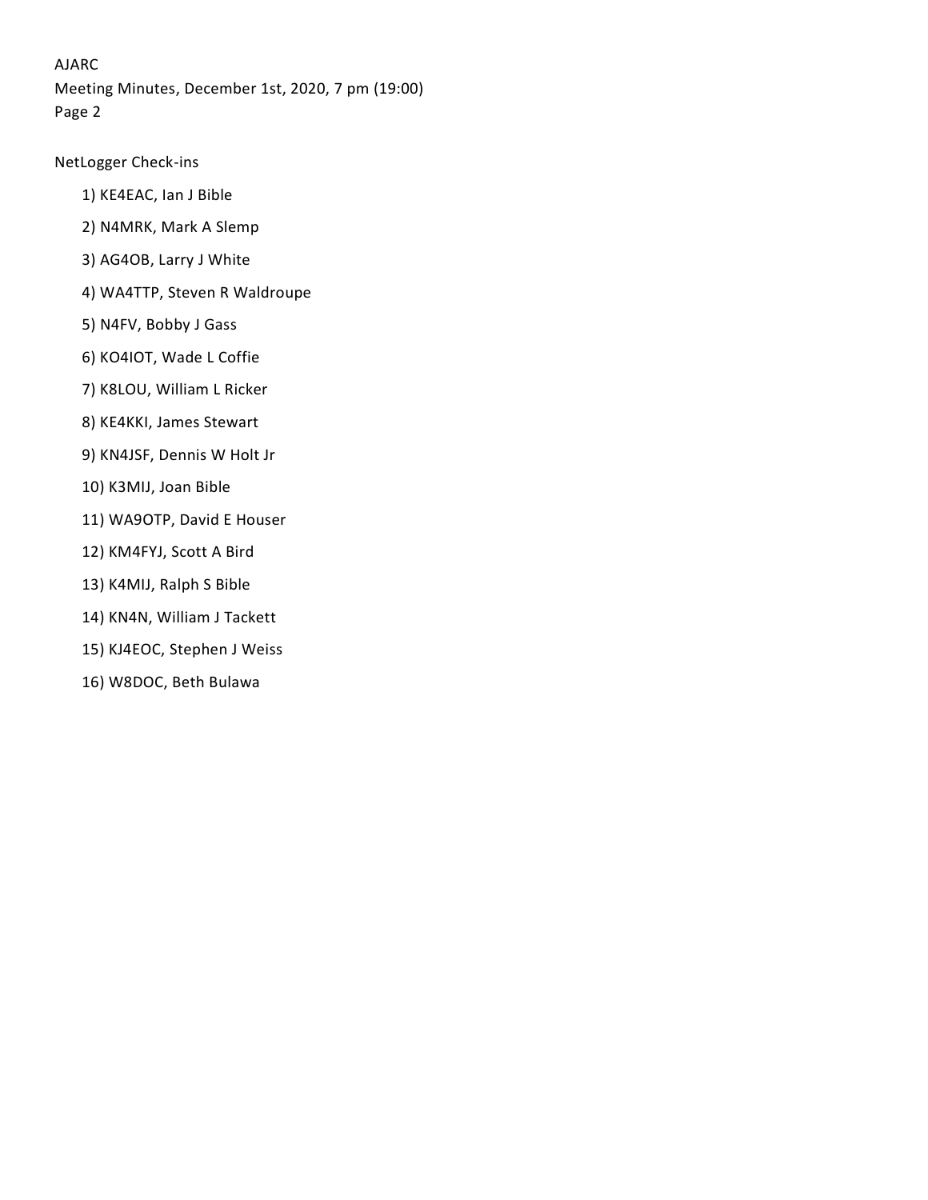NetLogger Check-ins

1) KE4EAC, Ian J Bible
2) N4MRK, Mark A Slemp
3) AG4OB, Larry J White
4) WA4TTP, Steven R Waldroupe
5) N4FV, Bobby J Gass
6) KO4IOT, Wade L Coffie
7) K8LOU, William L Ricker
8) KE4KKI, James Stewart
9) KN4JSF, Dennis W Holt Jr
10) K3MIJ, Joan Bible
11) WA9OTP, David E Houser
12) KM4FYJ, Scott A Bird
13) K4MIJ, Ralph S Bible
14) KN4N, William J Tackett
15) KJ4EOC, Stephen J Weiss
16) W8DOC, Beth Bulawa